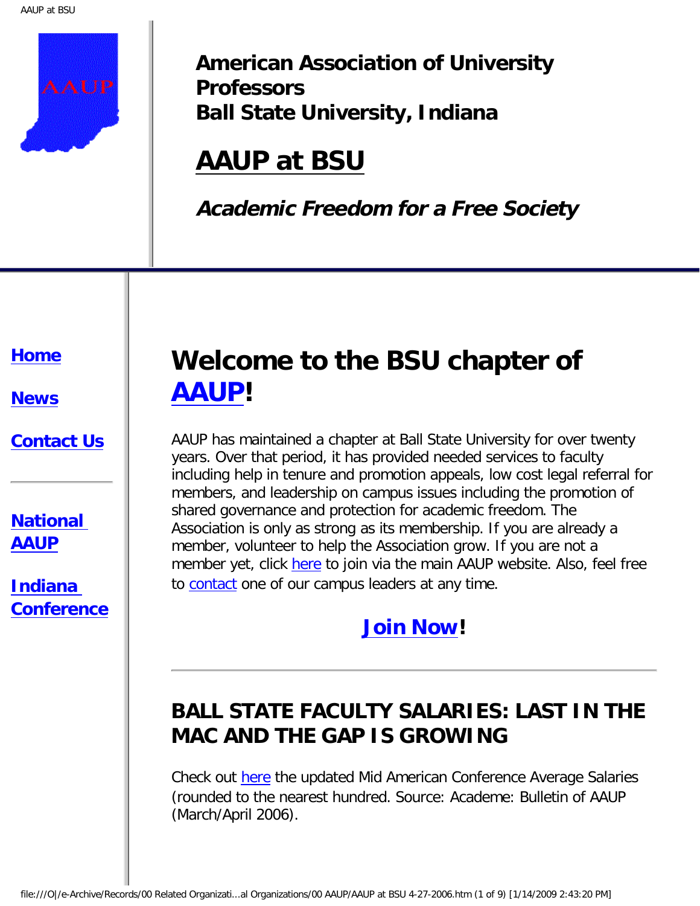**American Association of University Professors**
**Ball State University, Indiana**

# AAUP at BSU

***Academic Freedom for a Free Society***

**Home**

**News**

**Contact Us**

---

**National AAUP**

**Indiana Conference**

# Welcome to the BSU chapter of AAUP!

AAUP has maintained a chapter at Ball State University for over twenty years. Over that period, it has provided needed services to faculty including help in tenure and promotion appeals, low cost legal referral for members, and leadership on campus issues including the promotion of shared governance and protection for academic freedom. The Association is only as strong as its membership. If you are already a member, volunteer to help the Association grow. If you are not a member yet, click here to join via the main AAUP website. Also, feel free to contact one of our campus leaders at any time.

**Join Now!**

---

## BALL STATE FACULTY SALARIES: LAST IN THE MAC AND THE GAP IS GROWING

Check out here the updated Mid American Conference Average Salaries (rounded to the nearest hundred. Source: Academe: Bulletin of AAUP (March/April 2006).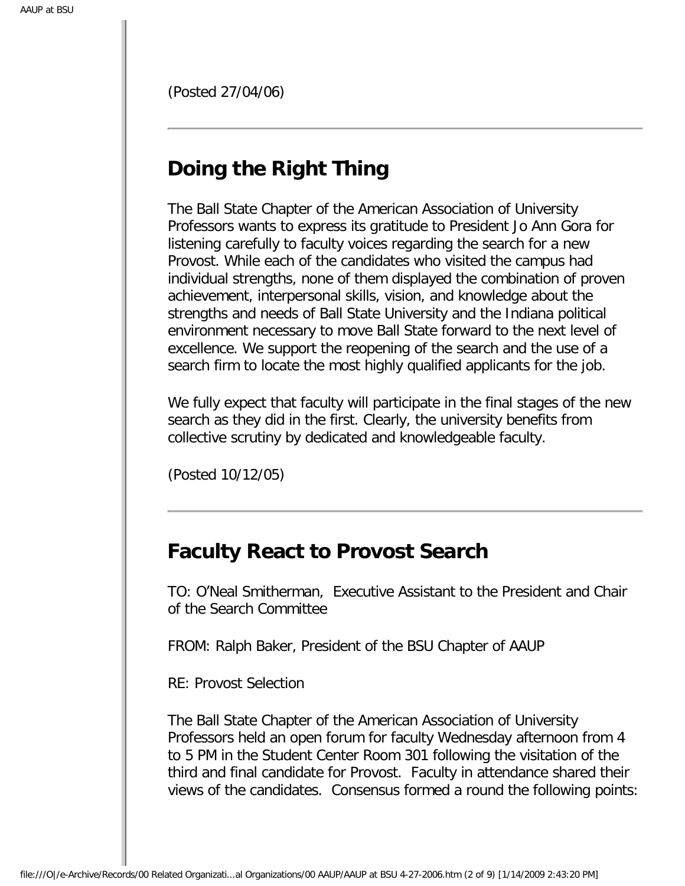(Posted 27/04/06)

---

## Doing the Right Thing

The Ball State Chapter of the American Association of University Professors wants to express its gratitude to President Jo Ann Gora for listening carefully to faculty voices regarding the search for a new Provost. While each of the candidates who visited the campus had individual strengths, none of them displayed the combination of proven achievement, interpersonal skills, vision, and knowledge about the strengths and needs of Ball State University and the Indiana political environment necessary to move Ball State forward to the next level of excellence. We support the reopening of the search and the use of a search firm to locate the most highly qualified applicants for the job.

We fully expect that faculty will participate in the final stages of the new search as they did in the first. Clearly, the university benefits from collective scrutiny by dedicated and knowledgeable faculty.

(Posted 10/12/05)

---

## Faculty React to Provost Search

TO: O'Neal Smitherman, Executive Assistant to the President and Chair of the Search Committee

FROM: Ralph Baker, President of the BSU Chapter of AAUP

RE: Provost Selection

The Ball State Chapter of the American Association of University Professors held an open forum for faculty Wednesday afternoon from 4 to 5 PM in the Student Center Room 301 following the visitation of the third and final candidate for Provost. Faculty in attendance shared their views of the candidates. Consensus formed a round the following points: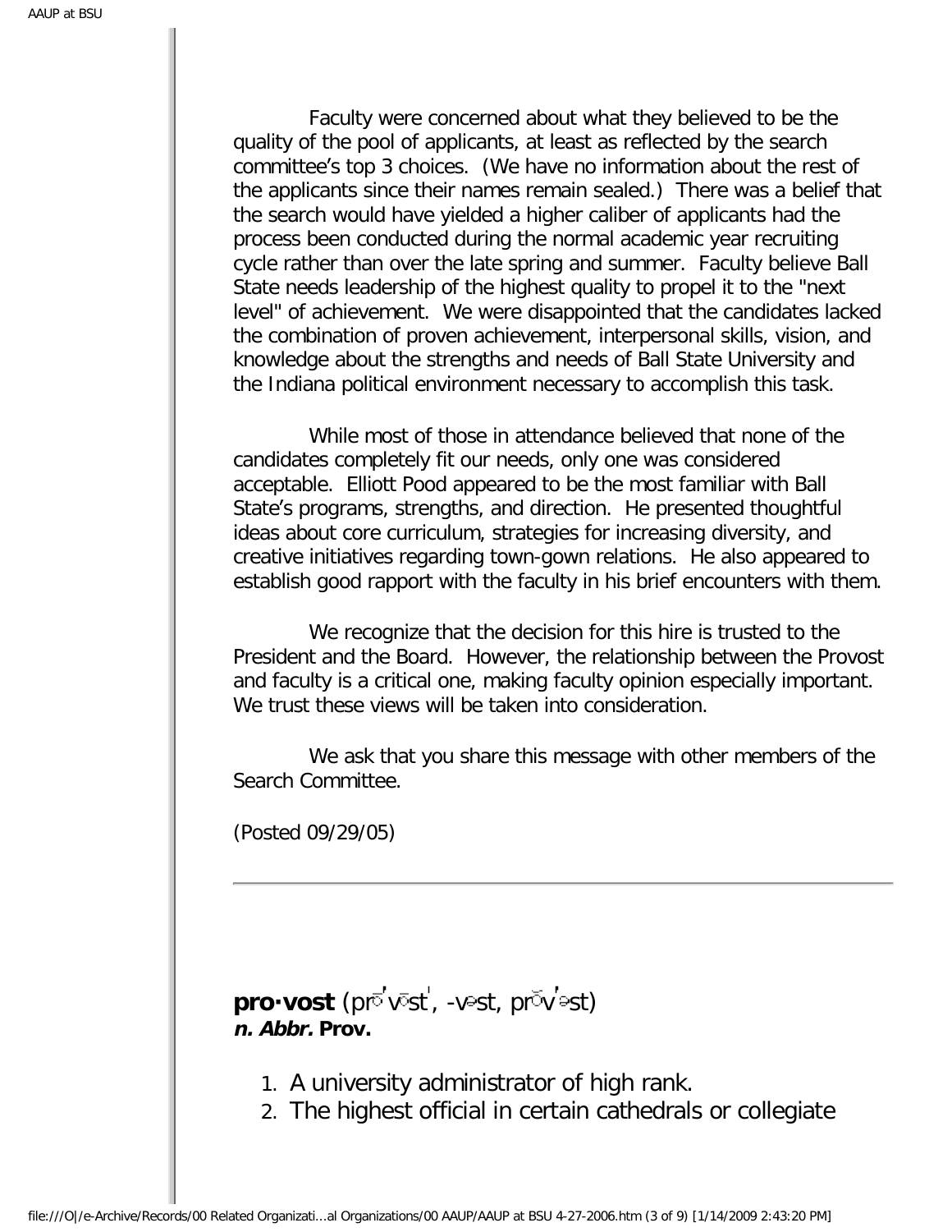Faculty were concerned about what they believed to be the quality of the pool of applicants, at least as reflected by the search committee's top 3 choices. (We have no information about the rest of the applicants since their names remain sealed.) There was a belief that the search would have yielded a higher caliber of applicants had the process been conducted during the normal academic year recruiting cycle rather than over the late spring and summer. Faculty believe Ball State needs leadership of the highest quality to propel it to the "next level" of achievement. We were disappointed that the candidates lacked the combination of proven achievement, interpersonal skills, vision, and knowledge about the strengths and needs of Ball State University and the Indiana political environment necessary to accomplish this task.

While most of those in attendance believed that none of the candidates completely fit our needs, only one was considered acceptable. Elliott Pood appeared to be the most familiar with Ball State's programs, strengths, and direction. He presented thoughtful ideas about core curriculum, strategies for increasing diversity, and creative initiatives regarding town-gown relations. He also appeared to establish good rapport with the faculty in his brief encounters with them.

We recognize that the decision for this hire is trusted to the President and the Board. However, the relationship between the Provost and faculty is a critical one, making faculty opinion especially important. We trust these views will be taken into consideration.

We ask that you share this message with other members of the Search Committee.

(Posted 09/29/05)

---

**pro·vost** (prōʹvōstˌ, -vəst, prŏvʹəst)
***n. Abbr.* Prov.**

1. A university administrator of high rank.
2. The highest official in certain cathedrals or collegiate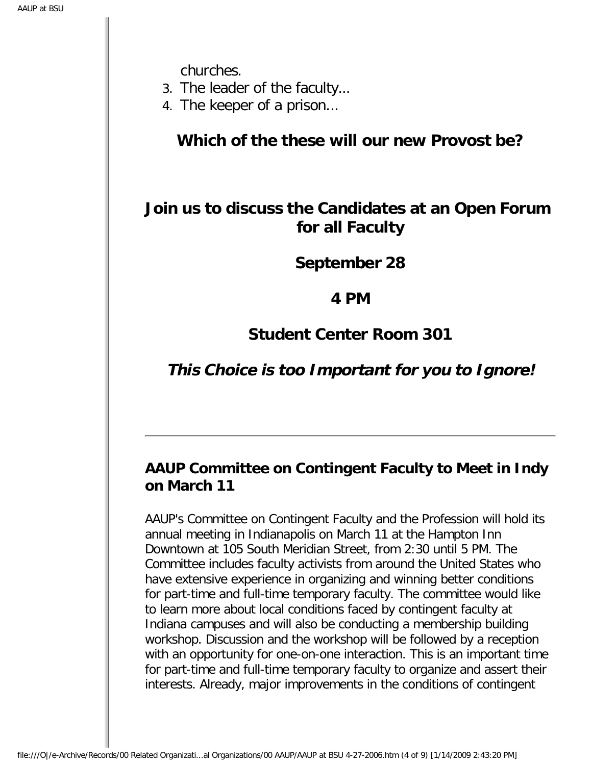churches.

3. The leader of the faculty...
4. The keeper of a prison...

**Which of the these will our new Provost be?**

## Join us to discuss the Candidates at an Open Forum for all Faculty

**September 28**

**4 PM**

**Student Center Room 301**

***This Choice is too Important for you to Ignore!***

---

### AAUP Committee on Contingent Faculty to Meet in Indy on March 11

AAUP's Committee on Contingent Faculty and the Profession will hold its annual meeting in Indianapolis on March 11 at the Hampton Inn Downtown at 105 South Meridian Street, from 2:30 until 5 PM. The Committee includes faculty activists from around the United States who have extensive experience in organizing and winning better conditions for part-time and full-time temporary faculty. The committee would like to learn more about local conditions faced by contingent faculty at Indiana campuses and will also be conducting a membership building workshop. Discussion and the workshop will be followed by a reception with an opportunity for one-on-one interaction. This is an important time for part-time and full-time temporary faculty to organize and assert their interests. Already, major improvements in the conditions of contingent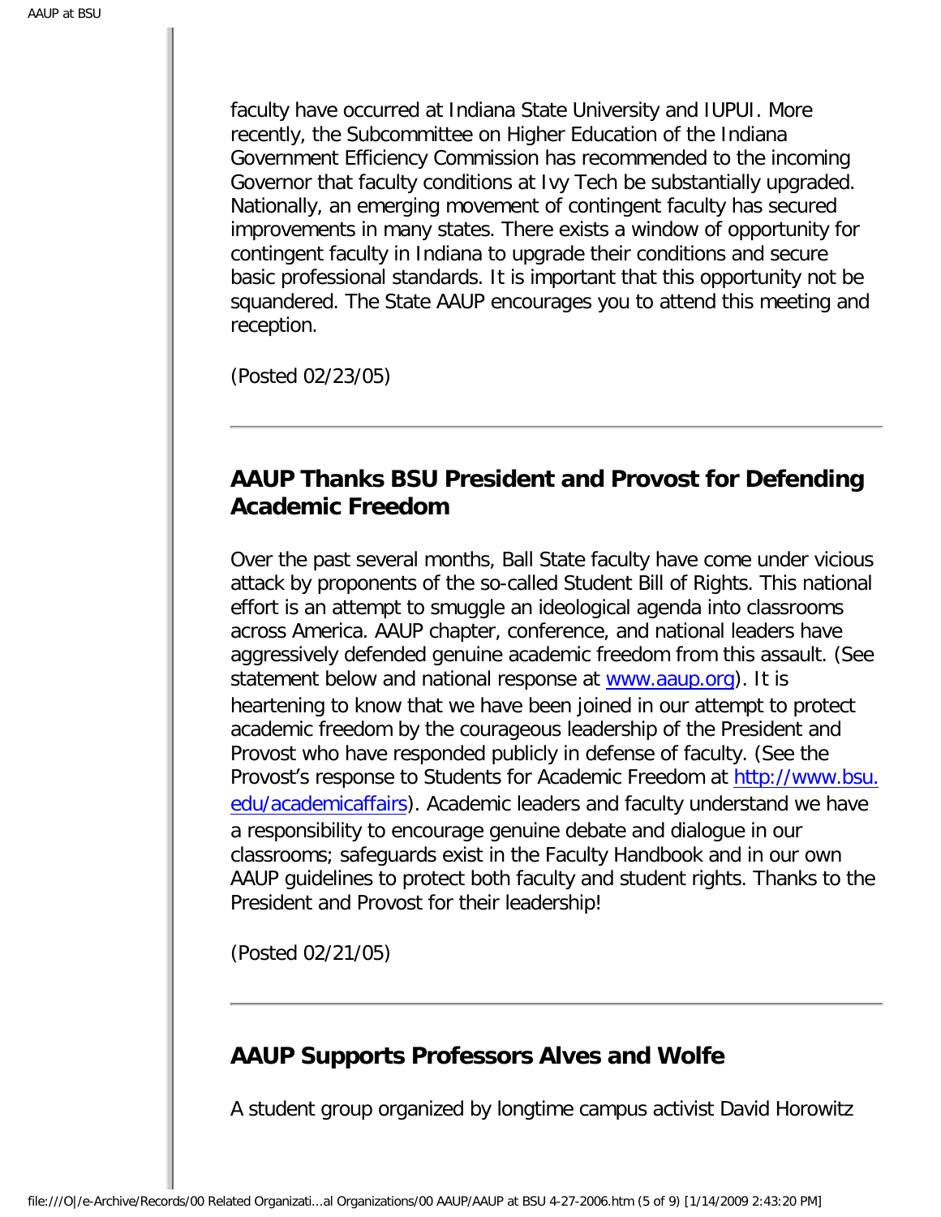faculty have occurred at Indiana State University and IUPUI. More recently, the Subcommittee on Higher Education of the Indiana Government Efficiency Commission has recommended to the incoming Governor that faculty conditions at Ivy Tech be substantially upgraded. Nationally, an emerging movement of contingent faculty has secured improvements in many states. There exists a window of opportunity for contingent faculty in Indiana to upgrade their conditions and secure basic professional standards. It is important that this opportunity not be squandered. The State AAUP encourages you to attend this meeting and reception.

(Posted 02/23/05)

---

## AAUP Thanks BSU President and Provost for Defending Academic Freedom

Over the past several months, Ball State faculty have come under vicious attack by proponents of the so-called Student Bill of Rights. This national effort is an attempt to smuggle an ideological agenda into classrooms across America. AAUP chapter, conference, and national leaders have aggressively defended genuine academic freedom from this assault. (See statement below and national response at [www.aaup.org](http://www.aaup.org)). It is heartening to know that we have been joined in our attempt to protect academic freedom by the courageous leadership of the President and Provost who have responded publicly in defense of faculty. (See the Provost's response to Students for Academic Freedom at [http://www.bsu.edu/academicaffairs](http://www.bsu.edu/academicaffairs)). Academic leaders and faculty understand we have a responsibility to encourage genuine debate and dialogue in our classrooms; safeguards exist in the Faculty Handbook and in our own AAUP guidelines to protect both faculty and student rights. Thanks to the President and Provost for their leadership!

(Posted 02/21/05)

---

## AAUP Supports Professors Alves and Wolfe

A student group organized by longtime campus activist David Horowitz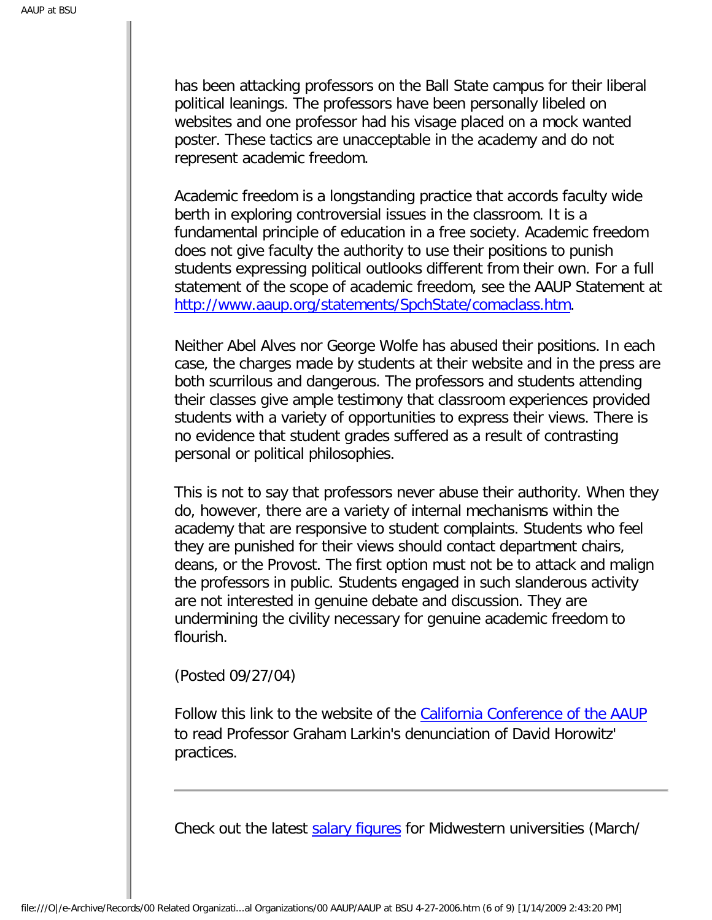has been attacking professors on the Ball State campus for their liberal political leanings. The professors have been personally libeled on websites and one professor had his visage placed on a mock wanted poster. These tactics are unacceptable in the academy and do not represent academic freedom.

Academic freedom is a longstanding practice that accords faculty wide berth in exploring controversial issues in the classroom. It is a fundamental principle of education in a free society. Academic freedom does not give faculty the authority to use their positions to punish students expressing political outlooks different from their own. For a full statement of the scope of academic freedom, see the AAUP Statement at [http://www.aaup.org/statements/SpchState/comaclass.htm](http://www.aaup.org/statements/SpchState/comaclass.htm).

Neither Abel Alves nor George Wolfe has abused their positions. In each case, the charges made by students at their website and in the press are both scurrilous and dangerous. The professors and students attending their classes give ample testimony that classroom experiences provided students with a variety of opportunities to express their views. There is no evidence that student grades suffered as a result of contrasting personal or political philosophies.

This is not to say that professors never abuse their authority. When they do, however, there are a variety of internal mechanisms within the academy that are responsive to student complaints. Students who feel they are punished for their views should contact department chairs, deans, or the Provost. The first option must not be to attack and malign the professors in public. Students engaged in such slanderous activity are not interested in genuine debate and discussion. They are undermining the civility necessary for genuine academic freedom to flourish.

(Posted 09/27/04)

Follow this link to the website of the California Conference of the AAUP to read Professor Graham Larkin's denunciation of David Horowitz' practices.

---

Check out the latest salary figures for Midwestern universities (March/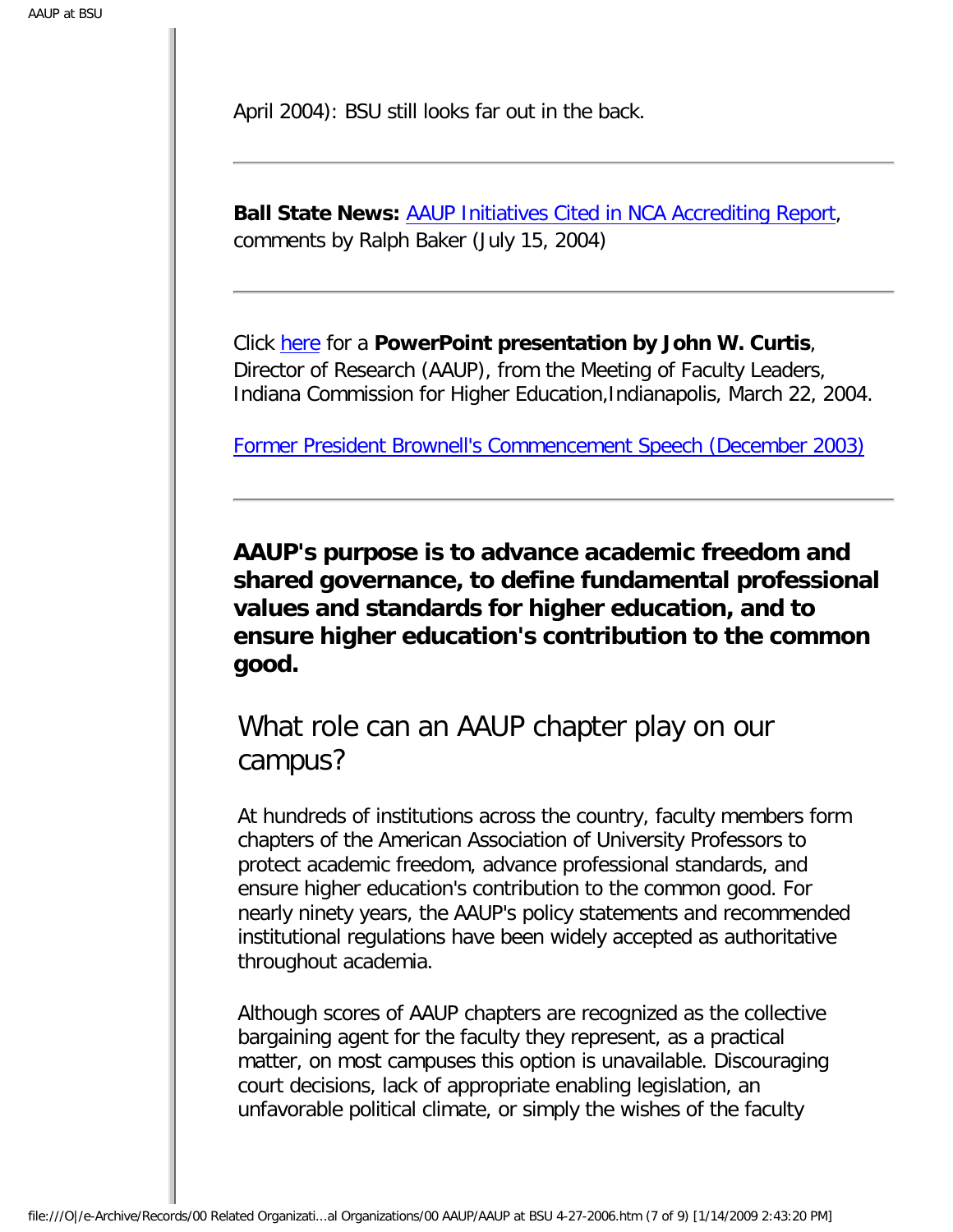April 2004): BSU still looks far out in the back.

---

**Ball State News:** AAUP Initiatives Cited in NCA Accrediting Report, comments by Ralph Baker (July 15, 2004)

---

Click here for a **PowerPoint presentation by John W. Curtis**, Director of Research (AAUP), from the Meeting of Faculty Leaders, Indiana Commission for Higher Education,Indianapolis, March 22, 2004.

Former President Brownell's Commencement Speech (December 2003)

---

**AAUP's purpose is to advance academic freedom and shared governance, to define fundamental professional values and standards for higher education, and to ensure higher education's contribution to the common good.**

## What role can an AAUP chapter play on our campus?

At hundreds of institutions across the country, faculty members form chapters of the American Association of University Professors to protect academic freedom, advance professional standards, and ensure higher education's contribution to the common good. For nearly ninety years, the AAUP's policy statements and recommended institutional regulations have been widely accepted as authoritative throughout academia.

Although scores of AAUP chapters are recognized as the collective bargaining agent for the faculty they represent, as a practical matter, on most campuses this option is unavailable. Discouraging court decisions, lack of appropriate enabling legislation, an unfavorable political climate, or simply the wishes of the faculty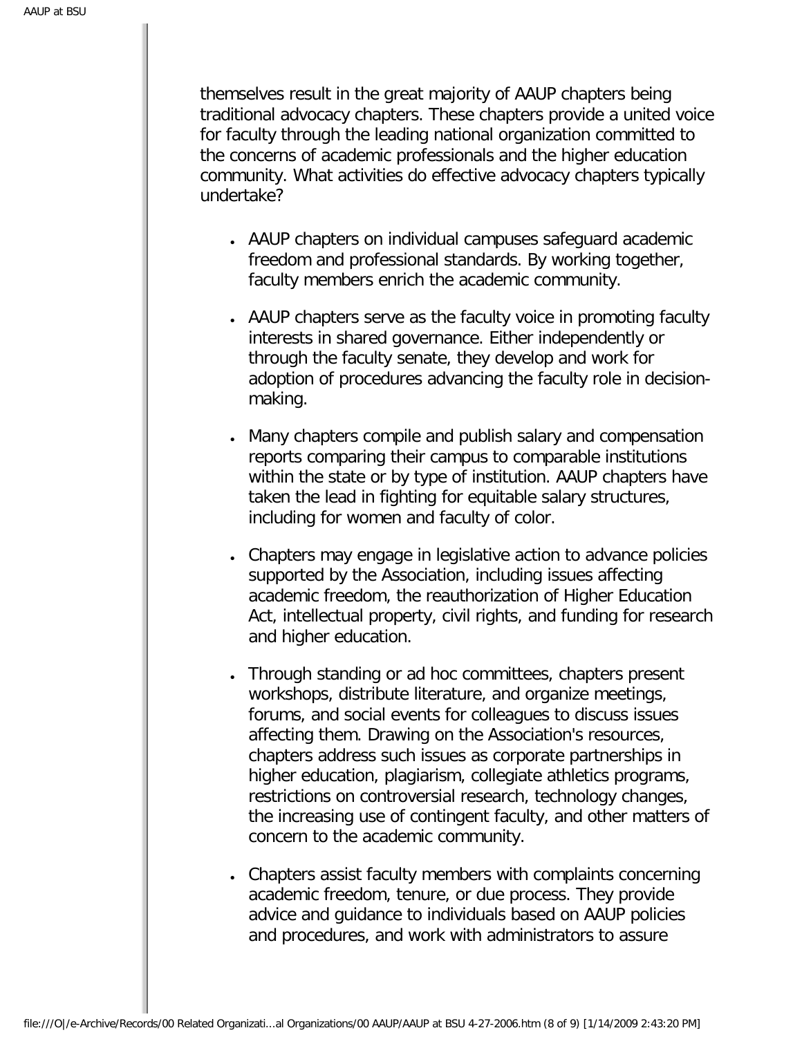themselves result in the great majority of AAUP chapters being traditional advocacy chapters. These chapters provide a united voice for faculty through the leading national organization committed to the concerns of academic professionals and the higher education community. What activities do effective advocacy chapters typically undertake?

- AAUP chapters on individual campuses safeguard academic freedom and professional standards. By working together, faculty members enrich the academic community.
- AAUP chapters serve as the faculty voice in promoting faculty interests in shared governance. Either independently or through the faculty senate, they develop and work for adoption of procedures advancing the faculty role in decision-making.
- Many chapters compile and publish salary and compensation reports comparing their campus to comparable institutions within the state or by type of institution. AAUP chapters have taken the lead in fighting for equitable salary structures, including for women and faculty of color.
- Chapters may engage in legislative action to advance policies supported by the Association, including issues affecting academic freedom, the reauthorization of Higher Education Act, intellectual property, civil rights, and funding for research and higher education.
- Through standing or ad hoc committees, chapters present workshops, distribute literature, and organize meetings, forums, and social events for colleagues to discuss issues affecting them. Drawing on the Association's resources, chapters address such issues as corporate partnerships in higher education, plagiarism, collegiate athletics programs, restrictions on controversial research, technology changes, the increasing use of contingent faculty, and other matters of concern to the academic community.
- Chapters assist faculty members with complaints concerning academic freedom, tenure, or due process. They provide advice and guidance to individuals based on AAUP policies and procedures, and work with administrators to assure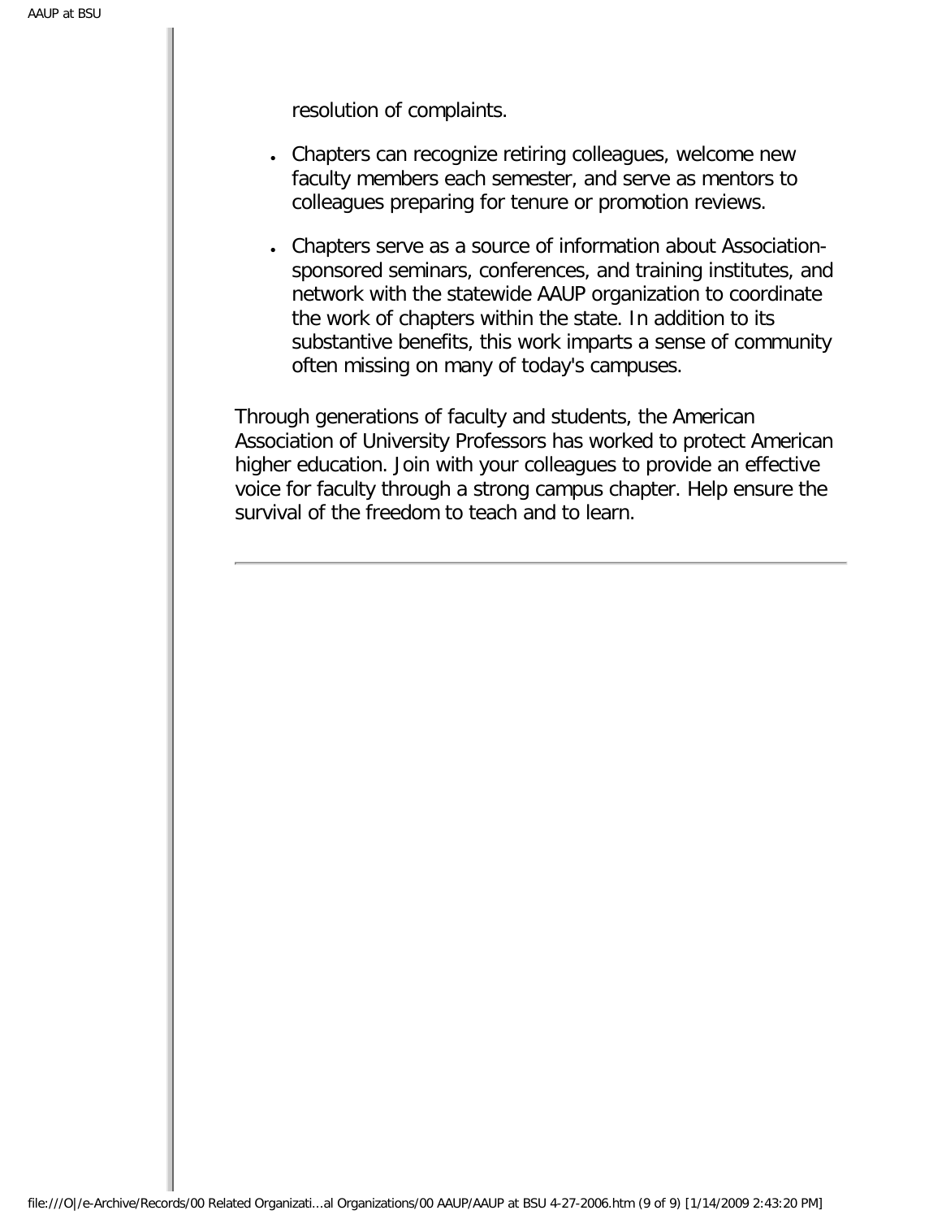resolution of complaints.

- Chapters can recognize retiring colleagues, welcome new faculty members each semester, and serve as mentors to colleagues preparing for tenure or promotion reviews.
- Chapters serve as a source of information about Association-sponsored seminars, conferences, and training institutes, and network with the statewide AAUP organization to coordinate the work of chapters within the state. In addition to its substantive benefits, this work imparts a sense of community often missing on many of today's campuses.

Through generations of faculty and students, the American Association of University Professors has worked to protect American higher education. Join with your colleagues to provide an effective voice for faculty through a strong campus chapter. Help ensure the survival of the freedom to teach and to learn.

---